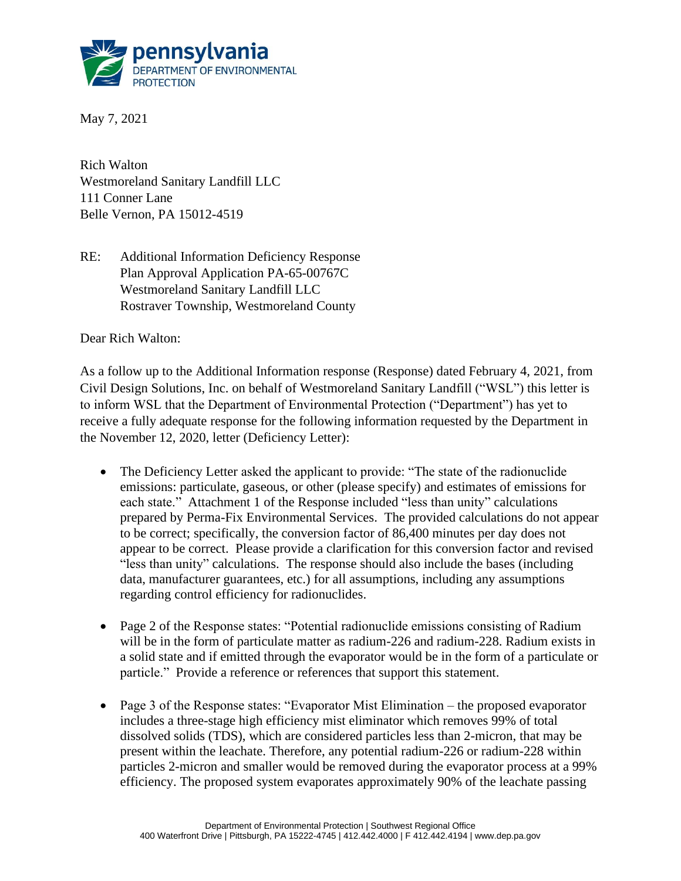May 7, 2021

Rich Walton
Westmoreland Sanitary Landfill LLC
111 Conner Lane
Belle Vernon, PA 15012-4519

RE: Additional Information Deficiency Response
Plan Approval Application PA-65-00767C
Westmoreland Sanitary Landfill LLC
Rostraver Township, Westmoreland County

Dear Rich Walton:

As a follow up to the Additional Information response (Response) dated February 4, 2021, from Civil Design Solutions, Inc. on behalf of Westmoreland Sanitary Landfill ("WSL") this letter is to inform WSL that the Department of Environmental Protection ("Department") has yet to receive a fully adequate response for the following information requested by the Department in the November 12, 2020, letter (Deficiency Letter):

- The Deficiency Letter asked the applicant to provide: "The state of the radionuclide emissions: particulate, gaseous, or other (please specify) and estimates of emissions for each state." Attachment 1 of the Response included "less than unity" calculations prepared by Perma-Fix Environmental Services. The provided calculations do not appear to be correct; specifically, the conversion factor of 86,400 minutes per day does not appear to be correct. Please provide a clarification for this conversion factor and revised "less than unity" calculations. The response should also include the bases (including data, manufacturer guarantees, etc.) for all assumptions, including any assumptions regarding control efficiency for radionuclides.

- Page 2 of the Response states: "Potential radionuclide emissions consisting of Radium will be in the form of particulate matter as radium-226 and radium-228. Radium exists in a solid state and if emitted through the evaporator would be in the form of a particulate or particle." Provide a reference or references that support this statement.

- Page 3 of the Response states: "Evaporator Mist Elimination – the proposed evaporator includes a three-stage high efficiency mist eliminator which removes 99% of total dissolved solids (TDS), which are considered particles less than 2-micron, that may be present within the leachate. Therefore, any potential radium-226 or radium-228 within particles 2-micron and smaller would be removed during the evaporator process at a 99% efficiency. The proposed system evaporates approximately 90% of the leachate passing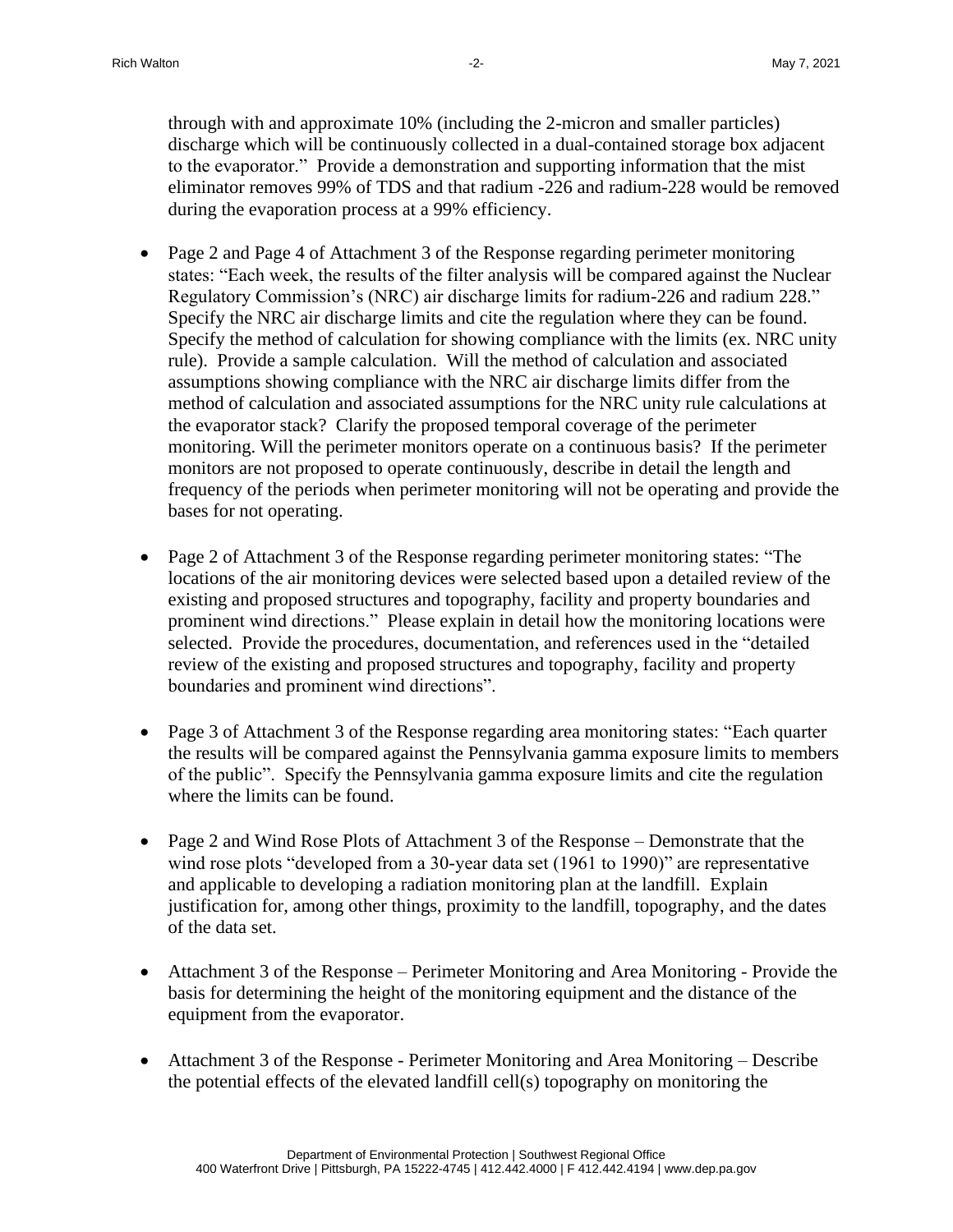through with and approximate 10% (including the 2-micron and smaller particles) discharge which will be continuously collected in a dual-contained storage box adjacent to the evaporator." Provide a demonstration and supporting information that the mist eliminator removes 99% of TDS and that radium -226 and radium-228 would be removed during the evaporation process at a 99% efficiency.

- Page 2 and Page 4 of Attachment 3 of the Response regarding perimeter monitoring states: "Each week, the results of the filter analysis will be compared against the Nuclear Regulatory Commission's (NRC) air discharge limits for radium-226 and radium 228." Specify the NRC air discharge limits and cite the regulation where they can be found. Specify the method of calculation for showing compliance with the limits (ex. NRC unity rule). Provide a sample calculation. Will the method of calculation and associated assumptions showing compliance with the NRC air discharge limits differ from the method of calculation and associated assumptions for the NRC unity rule calculations at the evaporator stack? Clarify the proposed temporal coverage of the perimeter monitoring. Will the perimeter monitors operate on a continuous basis? If the perimeter monitors are not proposed to operate continuously, describe in detail the length and frequency of the periods when perimeter monitoring will not be operating and provide the bases for not operating.

- Page 2 of Attachment 3 of the Response regarding perimeter monitoring states: "The locations of the air monitoring devices were selected based upon a detailed review of the existing and proposed structures and topography, facility and property boundaries and prominent wind directions." Please explain in detail how the monitoring locations were selected. Provide the procedures, documentation, and references used in the "detailed review of the existing and proposed structures and topography, facility and property boundaries and prominent wind directions".

- Page 3 of Attachment 3 of the Response regarding area monitoring states: "Each quarter the results will be compared against the Pennsylvania gamma exposure limits to members of the public". Specify the Pennsylvania gamma exposure limits and cite the regulation where the limits can be found.

- Page 2 and Wind Rose Plots of Attachment 3 of the Response – Demonstrate that the wind rose plots "developed from a 30-year data set (1961 to 1990)" are representative and applicable to developing a radiation monitoring plan at the landfill. Explain justification for, among other things, proximity to the landfill, topography, and the dates of the data set.

- Attachment 3 of the Response – Perimeter Monitoring and Area Monitoring - Provide the basis for determining the height of the monitoring equipment and the distance of the equipment from the evaporator.

- Attachment 3 of the Response - Perimeter Monitoring and Area Monitoring – Describe the potential effects of the elevated landfill cell(s) topography on monitoring the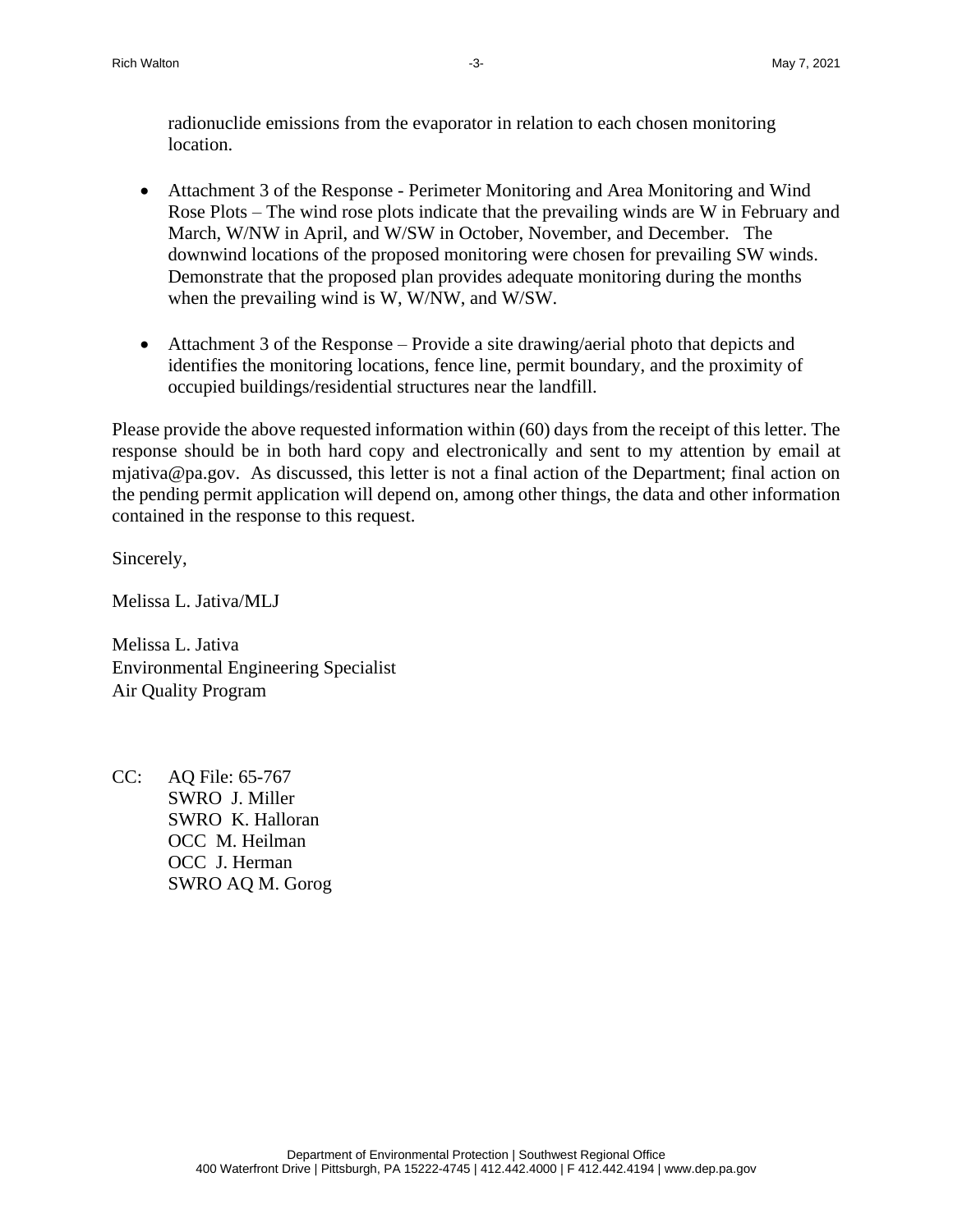radionuclide emissions from the evaporator in relation to each chosen monitoring location.

- Attachment 3 of the Response - Perimeter Monitoring and Area Monitoring and Wind Rose Plots – The wind rose plots indicate that the prevailing winds are W in February and March, W/NW in April, and W/SW in October, November, and December. The downwind locations of the proposed monitoring were chosen for prevailing SW winds. Demonstrate that the proposed plan provides adequate monitoring during the months when the prevailing wind is W, W/NW, and W/SW.

- Attachment 3 of the Response – Provide a site drawing/aerial photo that depicts and identifies the monitoring locations, fence line, permit boundary, and the proximity of occupied buildings/residential structures near the landfill.

Please provide the above requested information within (60) days from the receipt of this letter. The response should be in both hard copy and electronically and sent to my attention by email at mjativa@pa.gov. As discussed, this letter is not a final action of the Department; final action on the pending permit application will depend on, among other things, the data and other information contained in the response to this request.

Sincerely,

Melissa L. Jativa/MLJ

Melissa L. Jativa
Environmental Engineering Specialist
Air Quality Program

CC: AQ File: 65-767
SWRO J. Miller
SWRO K. Halloran
OCC M. Heilman
OCC J. Herman
SWRO AQ M. Gorog

Department of Environmental Protection | Southwest Regional Office
400 Waterfront Drive | Pittsburgh, PA 15222-4745 | 412.442.4000 | F 412.442.4194 | www.dep.pa.gov